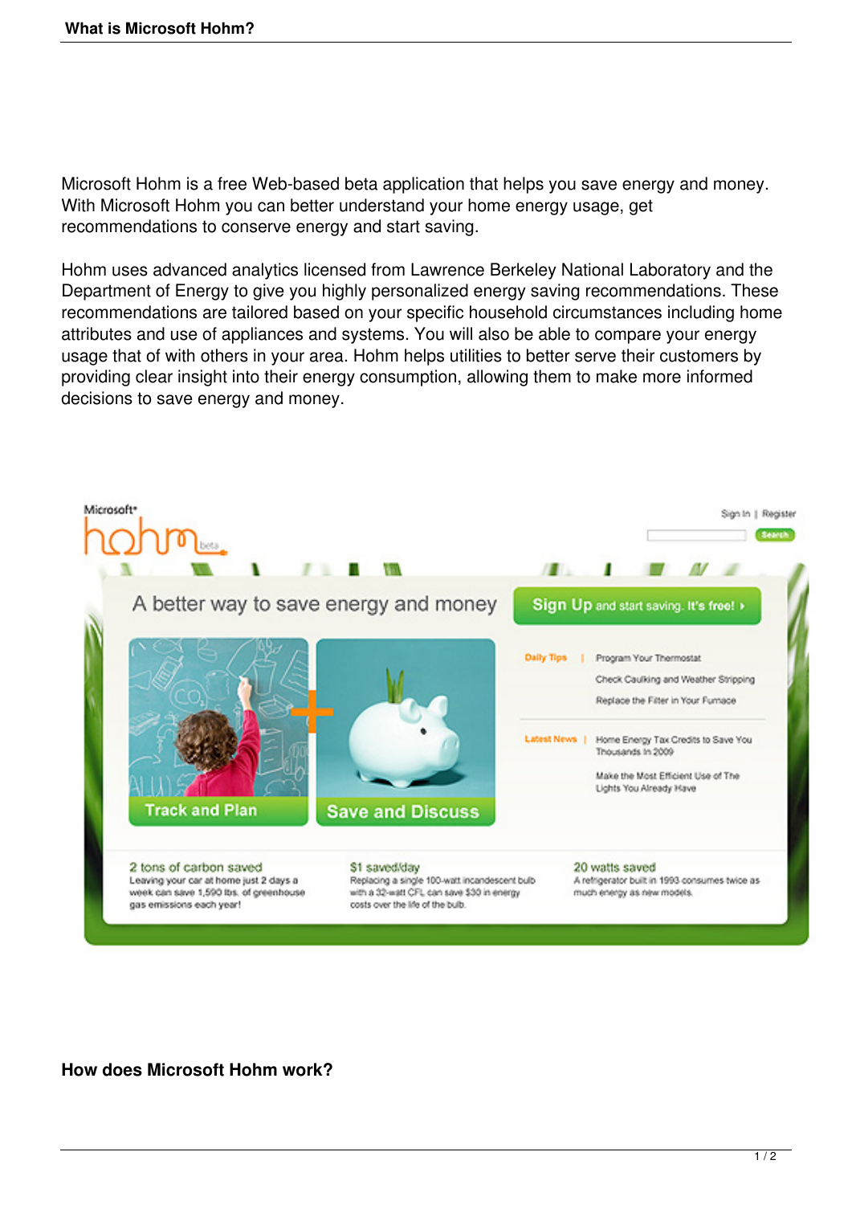# What is Microsoft Hohm?

Microsoft Hohm is a free Web-based beta application that helps you save energy and money. With Microsoft Hohm you can better understand your home energy usage, get recommendations to conserve energy and start saving.

Hohm uses advanced analytics licensed from Lawrence Berkeley National Laboratory and the Department of Energy to give you highly personalized energy saving recommendations. These recommendations are tailored based on your specific household circumstances including home attributes and use of appliances and systems. You will also be able to compare your energy usage that of with others in your area. Hohm helps utilities to better serve their customers by providing clear insight into their energy consumption, allowing them to make more informed decisions to save energy and money.

## How does Microsoft Hohm work?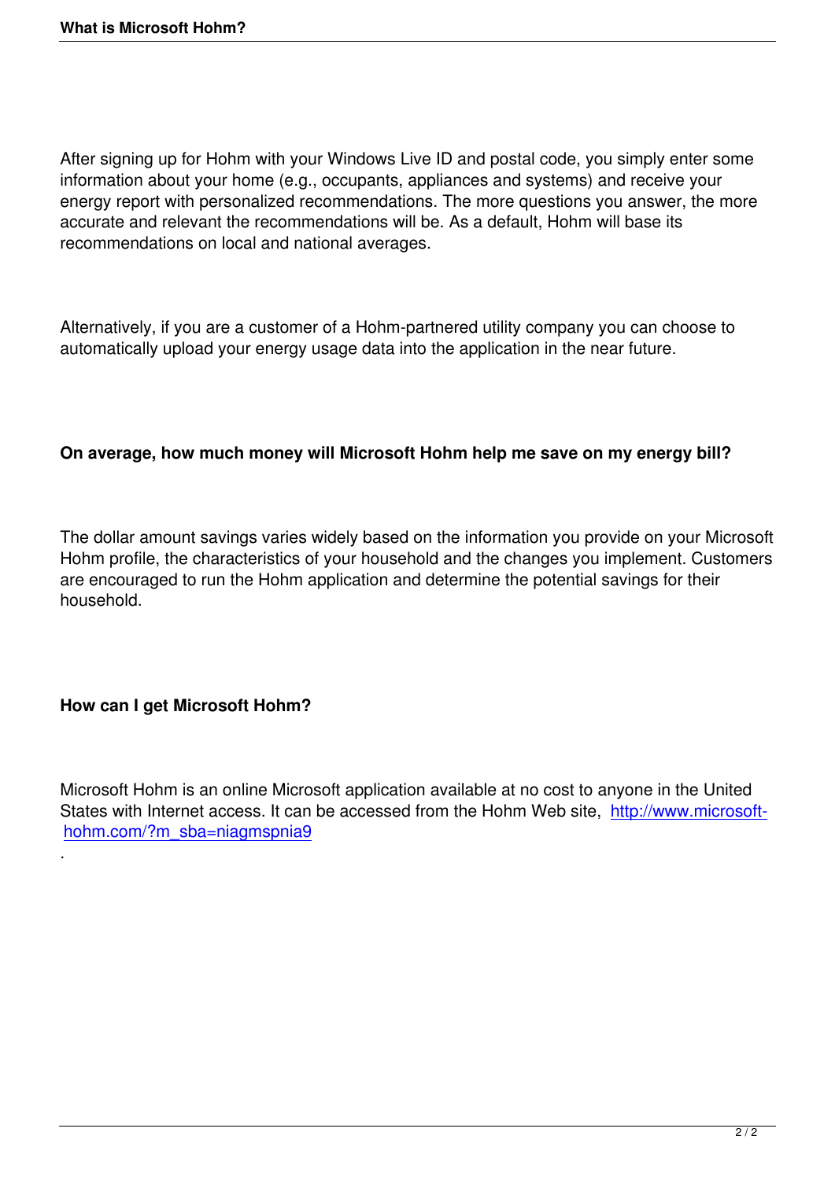After signing up for Hohm with your Windows Live ID and postal code, you simply enter some information about your home (e.g., occupants, appliances and systems) and receive your energy report with personalized recommendations. The more questions you answer, the more accurate and relevant the recommendations will be. As a default, Hohm will base its recommendations on local and national averages.

Alternatively, if you are a customer of a Hohm-partnered utility company you can choose to automatically upload your energy usage data into the application in the near future.

**On average, how much money will Microsoft Hohm help me save on my energy bill?**

The dollar amount savings varies widely based on the information you provide on your Microsoft Hohm profile, the characteristics of your household and the changes you implement. Customers are encouraged to run the Hohm application and determine the potential savings for their household.

**How can I get Microsoft Hohm?**

Microsoft Hohm is an online Microsoft application available at no cost to anyone in the United States with Internet access. It can be accessed from the Hohm Web site, [http://www.microsoft-hohm.com/?m_sba=niagmspnia9](http://www.microsoft-hohm.com/?m_sba=niagmspnia9)
.